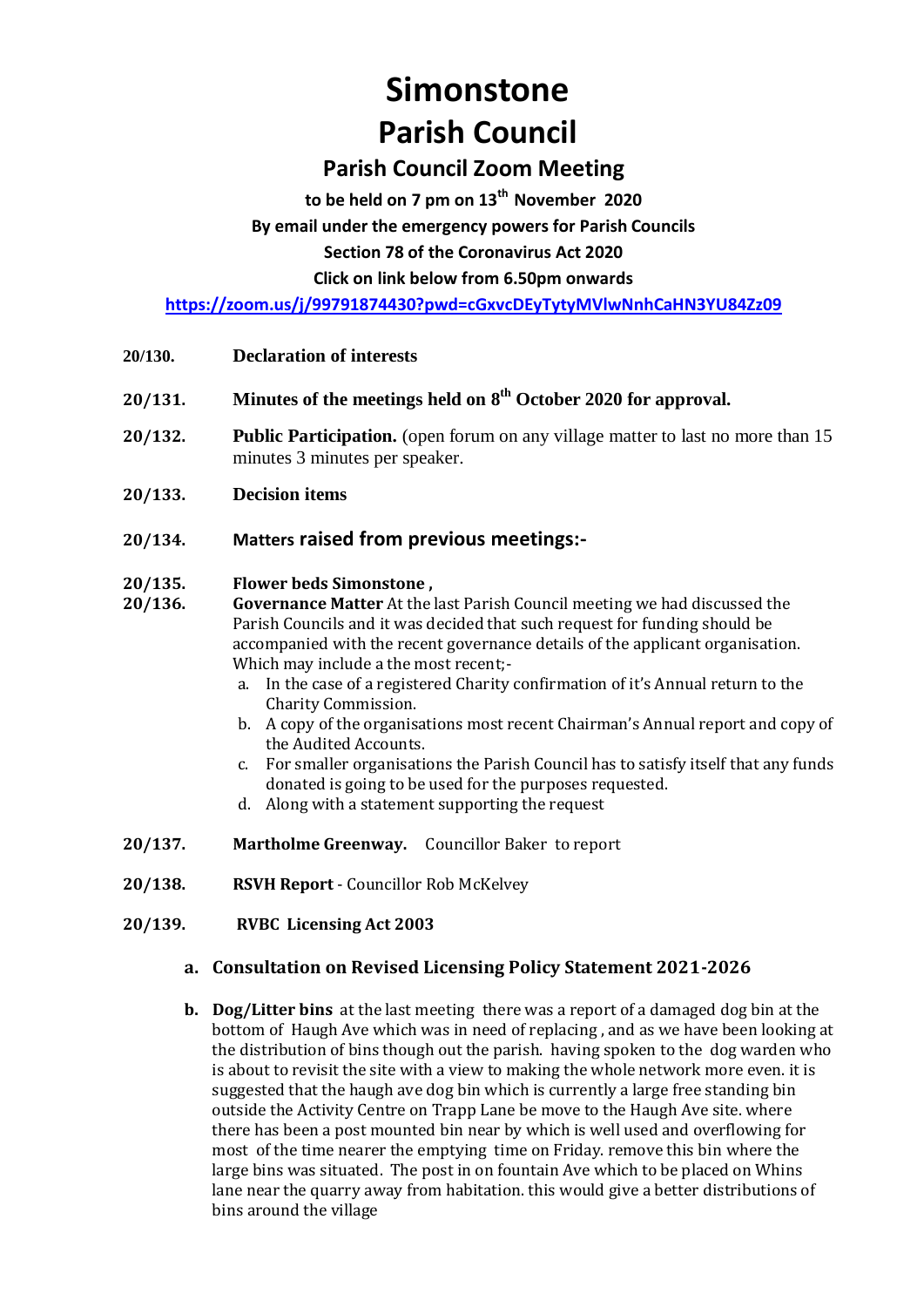# Simonstone

# Parish Council

## Parish Council Zoom Meeting

**to be held on 7 pm on 13th November 2020**

**By email under the emergency powers for Parish Councils**

**Section 78 of the Coronavirus Act 2020**

**Click on link below from 6.50pm onwards**

**https://zoom.us/j/99791874430?pwd=cGxvcDEyTytyMVlwNnhCaHN3YU84Zz09**

**20/130.** **Declaration of interests**

**20/131.** **Minutes of the meetings held on 8th October 2020 for approval.**

**20/132.** **Public Participation.** (open forum on any village matter to last no more than 15 minutes 3 minutes per speaker.

**20/133.** **Decision items**

**20/134.** **Matters raised from previous meetings:-**

**20/135.** **Flower beds Simonstone ,**

**20/136.** **Governance Matter** At the last Parish Council meeting we had discussed the Parish Councils and it was decided that such request for funding should be accompanied with the recent governance details of the applicant organisation. Which may include a the most recent;-

a. In the case of a registered Charity confirmation of it's Annual return to the Charity Commission.
b. A copy of the organisations most recent Chairman's Annual report and copy of the Audited Accounts.
c. For smaller organisations the Parish Council has to satisfy itself that any funds donated is going to be used for the purposes requested.
d. Along with a statement supporting the request

**20/137.** **Martholme Greenway.** Councillor Baker to report

**20/138.** **RSVH Report** - Councillor Rob McKelvey

**20/139.** **RVBC Licensing Act 2003**

**a. Consultation on Revised Licensing Policy Statement 2021-2026**

**b. Dog/Litter bins** at the last meeting there was a report of a damaged dog bin at the bottom of Haugh Ave which was in need of replacing , and as we have been looking at the distribution of bins though out the parish. having spoken to the dog warden who is about to revisit the site with a view to making the whole network more even. it is suggested that the haugh ave dog bin which is currently a large free standing bin outside the Activity Centre on Trapp Lane be move to the Haugh Ave site. where there has been a post mounted bin near by which is well used and overflowing for most of the time nearer the emptying time on Friday. remove this bin where the large bins was situated. The post in on fountain Ave which to be placed on Whins lane near the quarry away from habitation. this would give a better distributions of bins around the village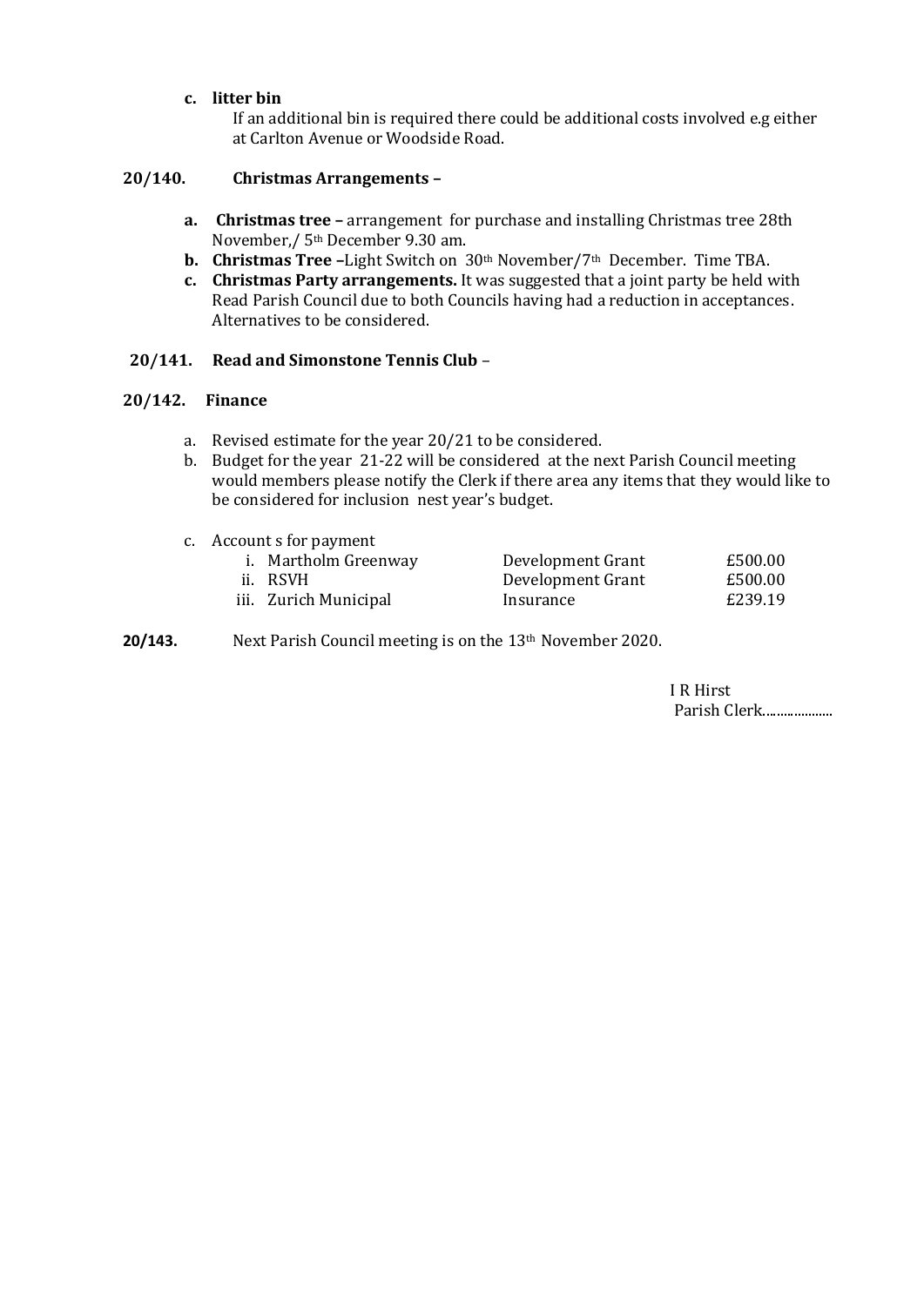**c. litter bin**

If an additional bin is required there could be additional costs involved e.g either at Carlton Avenue or Woodside Road.

**20/140. Christmas Arrangements –**

- **a. Christmas tree –** arrangement for purchase and installing Christmas tree 28th November,/ 5th December 9.30 am.
- **b. Christmas Tree –**Light Switch on 30th November/7th December. Time TBA.
- **c. Christmas Party arrangements.** It was suggested that a joint party be held with Read Parish Council due to both Councils having had a reduction in acceptances. Alternatives to be considered.

**20/141. Read and Simonstone Tennis Club** –

**20/142. Finance**

a. Revised estimate for the year 20/21 to be considered.

b. Budget for the year 21-22 will be considered at the next Parish Council meeting would members please notify the Clerk if there area any items that they would like to be considered for inclusion nest year's budget.

c. Account s for payment

| | | |
|---|---|---|
| i. Martholm Greenway | Development Grant | £500.00 |
| ii. RSVH | Development Grant | £500.00 |
| iii. Zurich Municipal | Insurance | £239.19 |

**20/143.** Next Parish Council meeting is on the 13th November 2020.

I R Hirst

Parish Clerk………………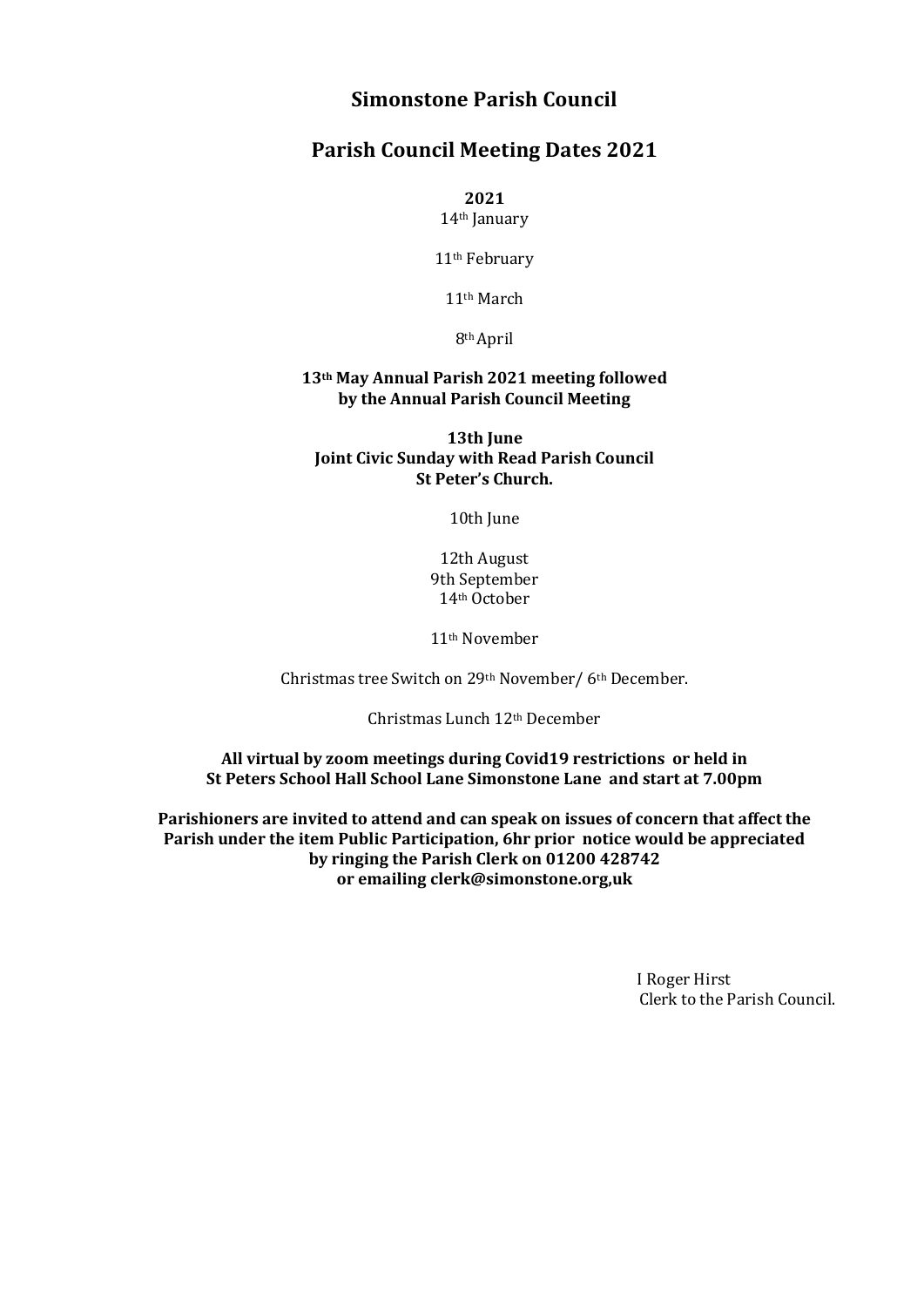# Simonstone Parish Council

## Parish Council Meeting Dates 2021

**2021**

14th January

11th February

11th March

8th April

**13th May Annual Parish 2021 meeting followed by the Annual Parish Council Meeting**

**13th June**
**Joint Civic Sunday with Read Parish Council**
**St Peter's Church.**

10th June

12th August
9th September
14th October

11th November

Christmas tree Switch on 29th November/ 6th December.

Christmas Lunch 12th December

**All virtual by zoom meetings during Covid19 restrictions or held in St Peters School Hall School Lane Simonstone Lane and start at 7.00pm**

**Parishioners are invited to attend and can speak on issues of concern that affect the Parish under the item Public Participation, 6hr prior notice would be appreciated by ringing the Parish Clerk on 01200 428742 or emailing clerk@simonstone.org,uk**

I Roger Hirst
Clerk to the Parish Council.